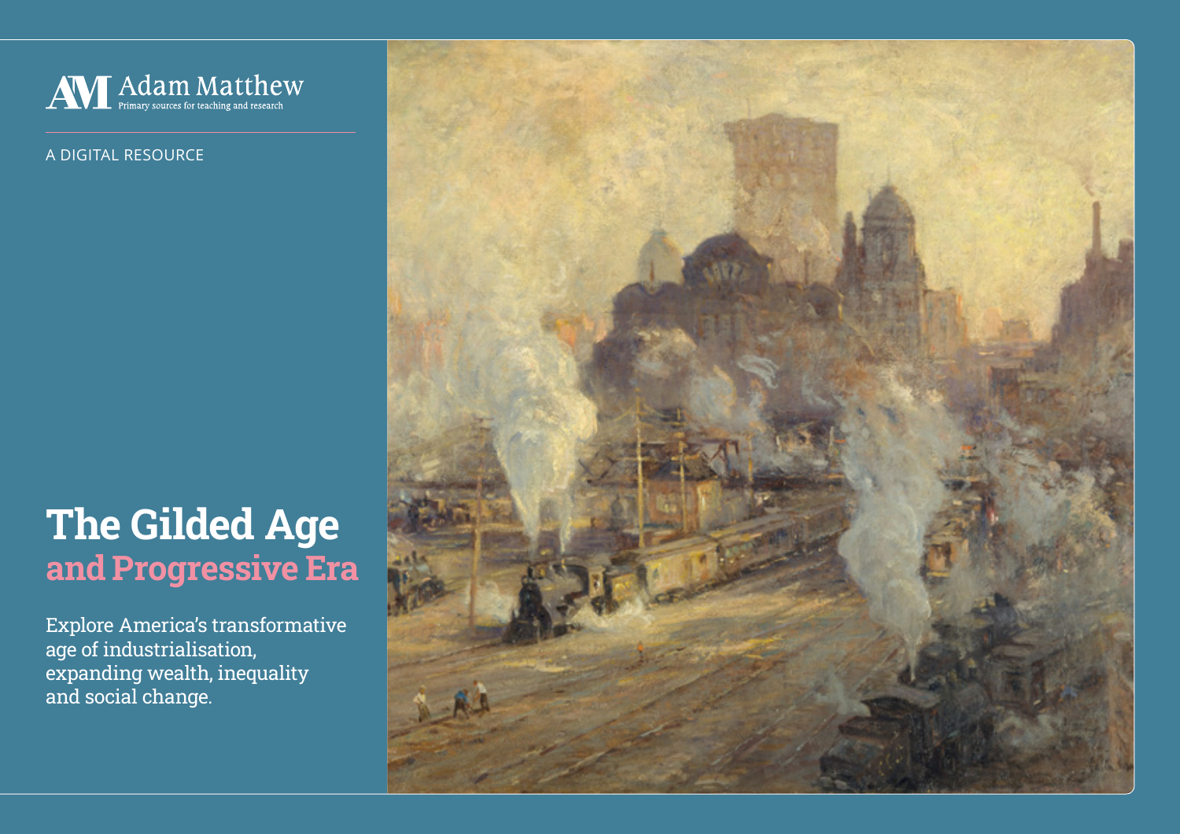Adam Matthew
Primary sources for teaching and research

A DIGITAL RESOURCE

# The Gilded Age
## and Progressive Era

Explore America's transformative age of industrialisation, expanding wealth, inequality and social change.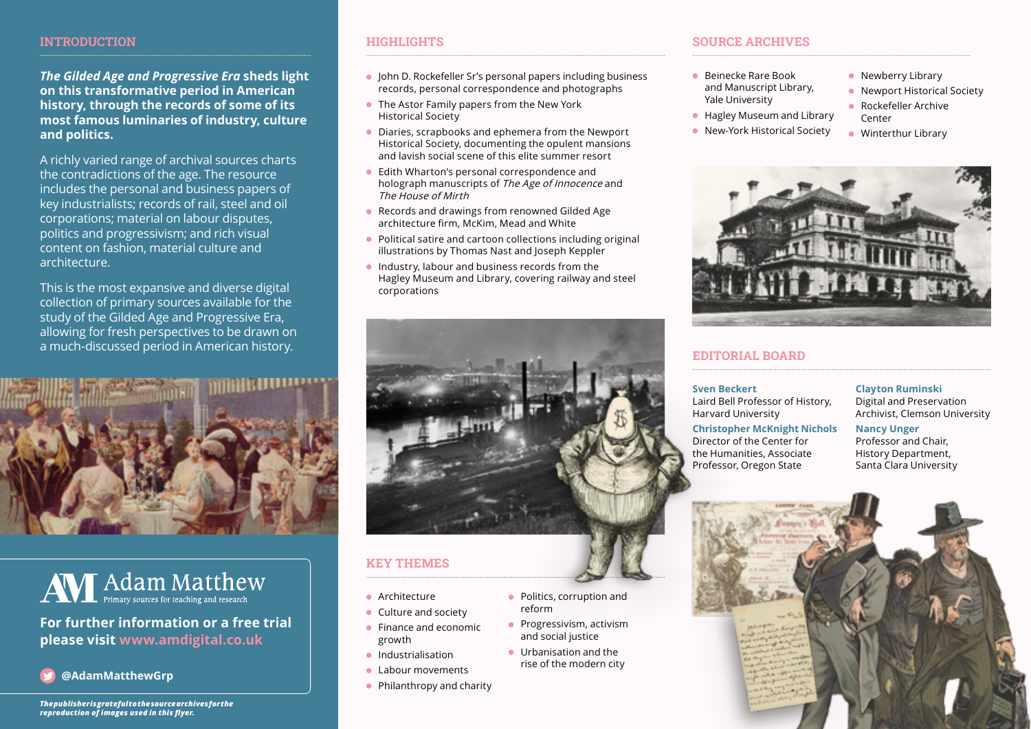## INTRODUCTION

***The Gilded Age and Progressive Era*** **sheds light on this transformative period in American history, through the records of some of its most famous luminaries of industry, culture and politics.**

A richly varied range of archival sources charts the contradictions of the age. The resource includes the personal and business papers of key industrialists; records of rail, steel and oil corporations; material on labour disputes, politics and progressivism; and rich visual content on fashion, material culture and architecture.

This is the most expansive and diverse digital collection of primary sources available for the study of the Gilded Age and Progressive Era, allowing for fresh perspectives to be drawn on a much-discussed period in American history.

Adam Matthew
Primary sources for teaching and research

**For further information or a free trial please visit www.amdigital.co.uk**

**@AdamMatthewGrp**

*The publisher is grateful to the source archives for the reproduction of images used in this flyer.*

## HIGHLIGHTS

- John D. Rockefeller Sr's personal papers including business records, personal correspondence and photographs
- The Astor Family papers from the New York Historical Society
- Diaries, scrapbooks and ephemera from the Newport Historical Society, documenting the opulent mansions and lavish social scene of this elite summer resort
- Edith Wharton's personal correspondence and holograph manuscripts of *The Age of Innocence* and *The House of Mirth*
- Records and drawings from renowned Gilded Age architecture firm, McKim, Mead and White
- Political satire and cartoon collections including original illustrations by Thomas Nast and Joseph Keppler
- Industry, labour and business records from the Hagley Museum and Library, covering railway and steel corporations

## KEY THEMES

- Architecture
- Culture and society
- Finance and economic growth
- Industrialisation
- Labour movements
- Philanthropy and charity
- Politics, corruption and reform
- Progressivism, activism and social justice
- Urbanisation and the rise of the modern city

## SOURCE ARCHIVES

- Beinecke Rare Book and Manuscript Library, Yale University
- Hagley Museum and Library
- New-York Historical Society
- Newberry Library
- Newport Historical Society
- Rockefeller Archive Center
- Winterthur Library

## EDITORIAL BOARD

**Sven Beckert**
Laird Bell Professor of History, Harvard University

**Christopher McKnight Nichols**
Director of the Center for the Humanities, Associate Professor, Oregon State

**Clayton Ruminski**
Digital and Preservation Archivist, Clemson University

**Nancy Unger**
Professor and Chair, History Department, Santa Clara University